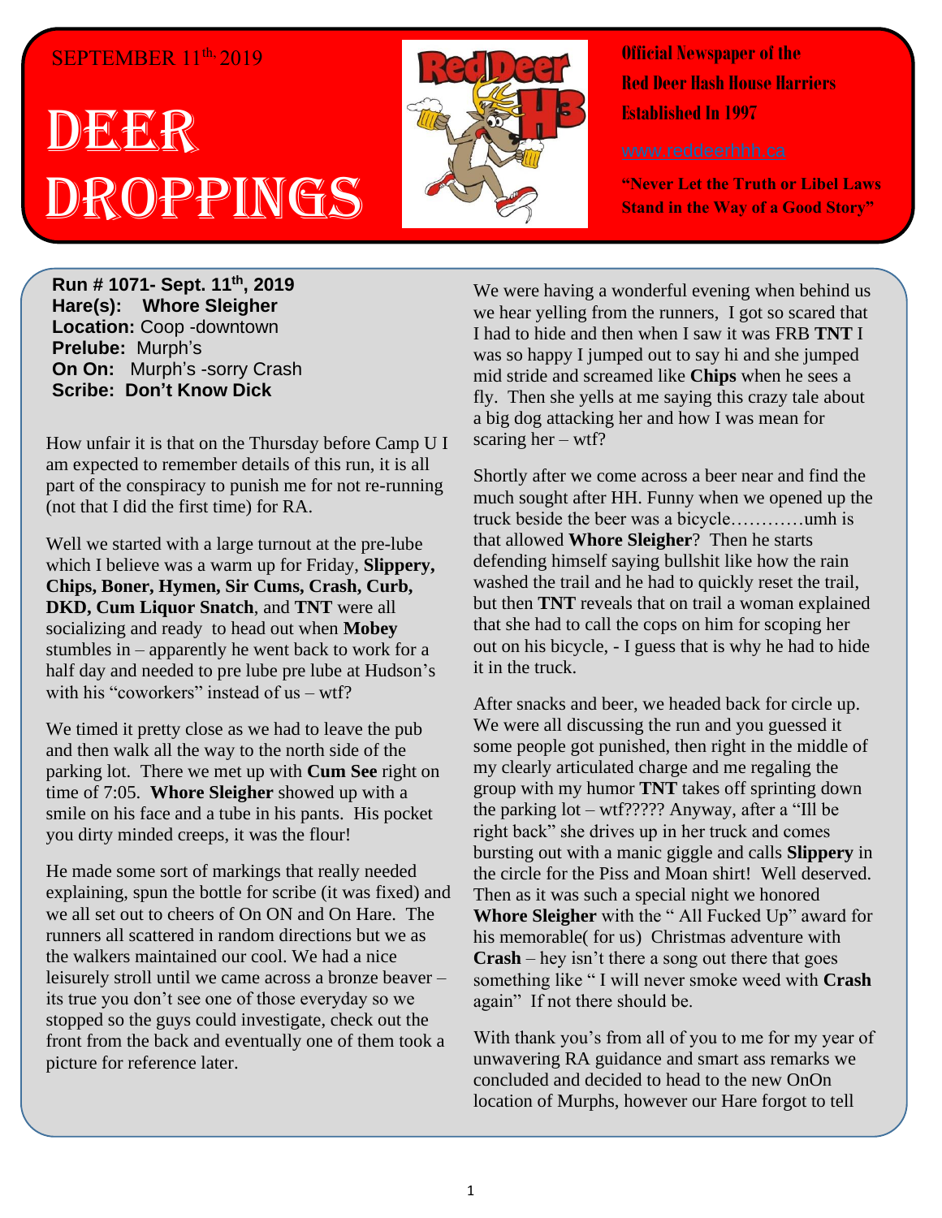SEPTEMBER 11th, 2019

# DEER DROPPINGS

**Official Newspaper of the Red Deer Hash House Harriers Established In 1997**

www.reddeerhhh.ca

**"Never Let the Truth or Libel Laws Stand in the Way of a Good Story"**

**Run # 1071- Sept. 11th, 2019**
**Hare(s): Whore Sleigher**
**Location:** Coop -downtown
**Prelube:** Murph's
**On On:** Murph's -sorry Crash
**Scribe: Don't Know Dick**

How unfair it is that on the Thursday before Camp U I am expected to remember details of this run, it is all part of the conspiracy to punish me for not re-running (not that I did the first time) for RA.

Well we started with a large turnout at the pre-lube which I believe was a warm up for Friday, **Slippery, Chips, Boner, Hymen, Sir Cums, Crash, Curb, DKD, Cum Liquor Snatch**, and **TNT** were all socializing and ready to head out when **Mobey** stumbles in – apparently he went back to work for a half day and needed to pre lube pre lube at Hudson's with his "coworkers" instead of us – wtf?

We timed it pretty close as we had to leave the pub and then walk all the way to the north side of the parking lot. There we met up with **Cum See** right on time of 7:05. **Whore Sleigher** showed up with a smile on his face and a tube in his pants. His pocket you dirty minded creeps, it was the flour!

He made some sort of markings that really needed explaining, spun the bottle for scribe (it was fixed) and we all set out to cheers of On ON and On Hare. The runners all scattered in random directions but we as the walkers maintained our cool. We had a nice leisurely stroll until we came across a bronze beaver – its true you don't see one of those everyday so we stopped so the guys could investigate, check out the front from the back and eventually one of them took a picture for reference later.

We were having a wonderful evening when behind us we hear yelling from the runners, I got so scared that I had to hide and then when I saw it was FRB **TNT** I was so happy I jumped out to say hi and she jumped mid stride and screamed like **Chips** when he sees a fly. Then she yells at me saying this crazy tale about a big dog attacking her and how I was mean for scaring her – wtf?

Shortly after we come across a beer near and find the much sought after HH. Funny when we opened up the truck beside the beer was a bicycle…………umh is that allowed **Whore Sleigher**? Then he starts defending himself saying bullshit like how the rain washed the trail and he had to quickly reset the trail, but then **TNT** reveals that on trail a woman explained that she had to call the cops on him for scoping her out on his bicycle, - I guess that is why he had to hide it in the truck.

After snacks and beer, we headed back for circle up. We were all discussing the run and you guessed it some people got punished, then right in the middle of my clearly articulated charge and me regaling the group with my humor **TNT** takes off sprinting down the parking lot – wtf????? Anyway, after a "Ill be right back" she drives up in her truck and comes bursting out with a manic giggle and calls **Slippery** in the circle for the Piss and Moan shirt! Well deserved. Then as it was such a special night we honored **Whore Sleigher** with the " All Fucked Up" award for his memorable( for us) Christmas adventure with **Crash** – hey isn't there a song out there that goes something like " I will never smoke weed with **Crash** again" If not there should be.

With thank you's from all of you to me for my year of unwavering RA guidance and smart ass remarks we concluded and decided to head to the new OnOn location of Murphs, however our Hare forgot to tell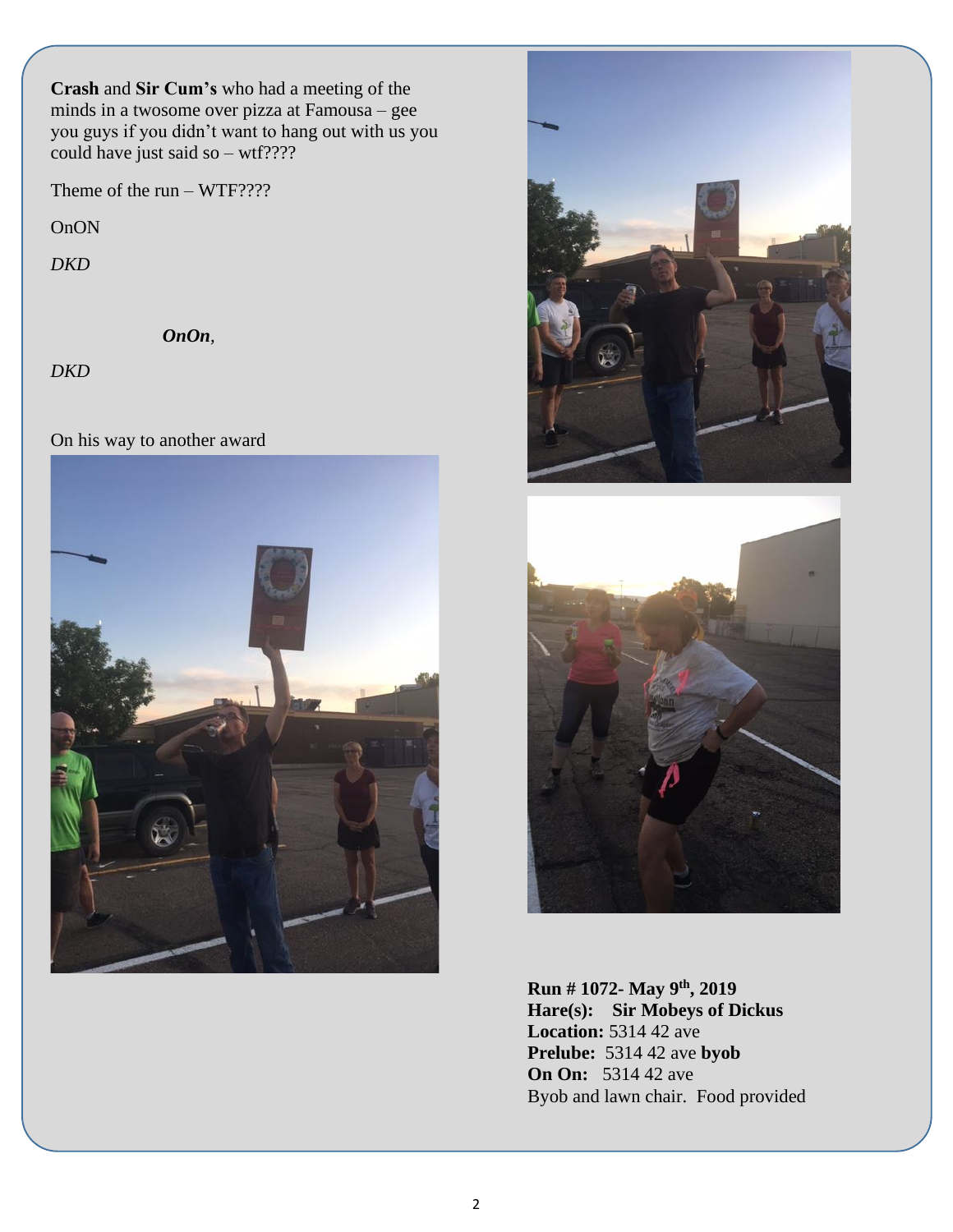**Crash** and **Sir Cum's** who had a meeting of the minds in a twosome over pizza at Famousa – gee you guys if you didn't want to hang out with us you could have just said so – wtf????

Theme of the run – WTF????

OnON

*DKD*

***OnOn**,*

*DKD*

On his way to another award

**Run # 1072- May 9th, 2019**
**Hare(s): Sir Mobeys of Dickus**
**Location:** 5314 42 ave
**Prelube:** 5314 42 ave **byob**
**On On:** 5314 42 ave
Byob and lawn chair. Food provided